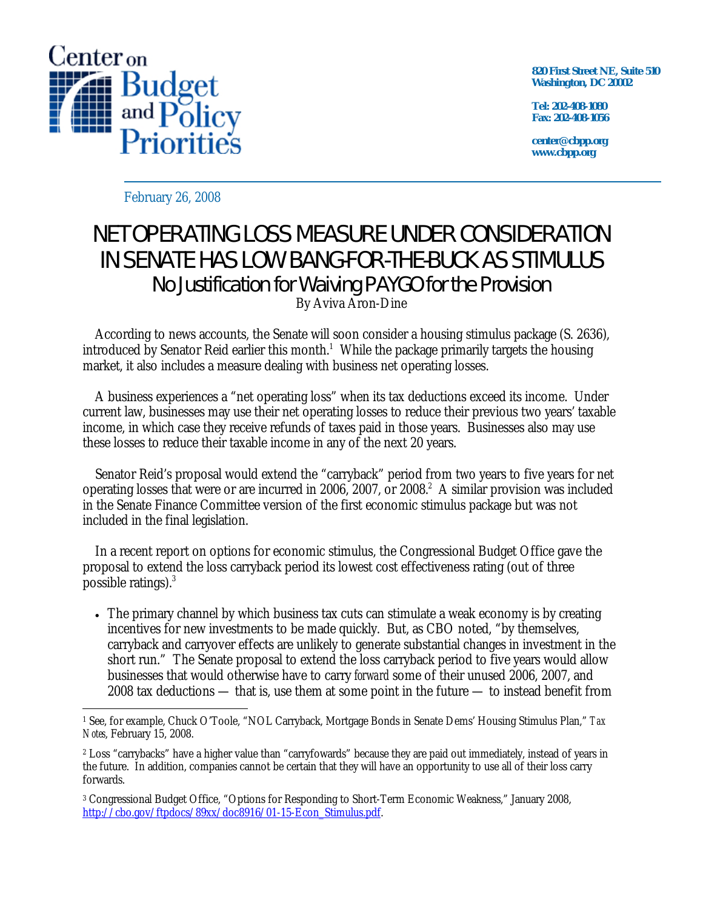Center on Budget and Policy Priorities

820 First Street NE, Suite 510
Washington, DC 20002

Tel: 202-408-1080
Fax: 202-408-1056

center@cbpp.org
www.cbpp.org

February 26, 2008

# NET OPERATING LOSS MEASURE UNDER CONSIDERATION IN SENATE HAS LOW BANG-FOR-THE-BUCK AS STIMULUS

## No Justification for Waiving PAYGO for the Provision

By Aviva Aron-Dine

According to news accounts, the Senate will soon consider a housing stimulus package (S. 2636), introduced by Senator Reid earlier this month.[1] While the package primarily targets the housing market, it also includes a measure dealing with business net operating losses.

A business experiences a "net operating loss" when its tax deductions exceed its income. Under current law, businesses may use their net operating losses to reduce their previous two years' taxable income, in which case they receive refunds of taxes paid in those years. Businesses also may use these losses to reduce their taxable income in any of the next 20 years.

Senator Reid's proposal would extend the "carryback" period from two years to five years for net operating losses that were or are incurred in 2006, 2007, or 2008.[2] A similar provision was included in the Senate Finance Committee version of the first economic stimulus package but was not included in the final legislation.

In a recent report on options for economic stimulus, the Congressional Budget Office gave the proposal to extend the loss carryback period its lowest cost effectiveness rating (out of three possible ratings).[3]

- The primary channel by which business tax cuts can stimulate a weak economy is by creating incentives for new investments to be made quickly. But, as CBO noted, "by themselves, carryback and carryover effects are unlikely to generate substantial changes in investment in the short run." The Senate proposal to extend the loss carryback period to five years would allow businesses that would otherwise have to carry *forward* some of their unused 2006, 2007, and 2008 tax deductions — that is, use them at some point in the future — to instead benefit from

---

[1] See, for example, Chuck O'Toole, "NOL Carryback, Mortgage Bonds in Senate Dems' Housing Stimulus Plan," *Tax Notes*, February 15, 2008.

[2] Loss "carrybacks" have a higher value than "carryfowards" because they are paid out immediately, instead of years in the future. In addition, companies cannot be certain that they will have an opportunity to use all of their loss carry forwards.

[3] Congressional Budget Office, "Options for Responding to Short-Term Economic Weakness," January 2008, http://cbo.gov/ftpdocs/89xx/doc8916/01-15-Econ_Stimulus.pdf.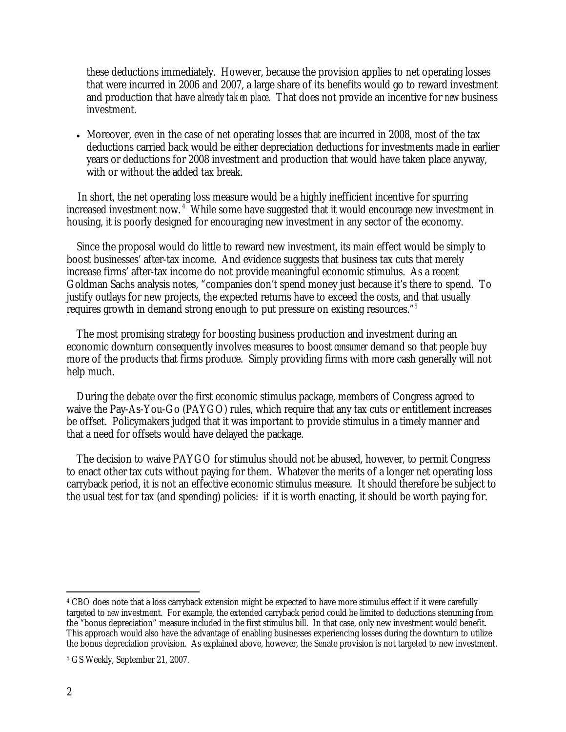these deductions immediately. However, because the provision applies to net operating losses that were incurred in 2006 and 2007, a large share of its benefits would go to reward investment and production that have *already taken place*. That does not provide an incentive for *new* business investment.

- Moreover, even in the case of net operating losses that are incurred in 2008, most of the tax deductions carried back would be either depreciation deductions for investments made in earlier years or deductions for 2008 investment and production that would have taken place anyway, with or without the added tax break.

In short, the net operating loss measure would be a highly inefficient incentive for spurring increased investment now.[4] While some have suggested that it would encourage new investment in housing, it is poorly designed for encouraging new investment in any sector of the economy.

Since the proposal would do little to reward new investment, its main effect would be simply to boost businesses' after-tax income. And evidence suggests that business tax cuts that merely increase firms' after-tax income do not provide meaningful economic stimulus. As a recent Goldman Sachs analysis notes, "companies don't spend money just because it's there to spend. To justify outlays for new projects, the expected returns have to exceed the costs, and that usually requires growth in demand strong enough to put pressure on existing resources."[5]

The most promising strategy for boosting business production and investment during an economic downturn consequently involves measures to boost *consumer* demand so that people buy more of the products that firms produce. Simply providing firms with more cash generally will not help much.

During the debate over the first economic stimulus package, members of Congress agreed to waive the Pay-As-You-Go (PAYGO) rules, which require that any tax cuts or entitlement increases be offset. Policymakers judged that it was important to provide stimulus in a timely manner and that a need for offsets would have delayed the package.

The decision to waive PAYGO for stimulus should not be abused, however, to permit Congress to enact other tax cuts without paying for them. Whatever the merits of a longer net operating loss carryback period, it is not an effective economic stimulus measure. It should therefore be subject to the usual test for tax (and spending) policies: if it is worth enacting, it should be worth paying for.

---

[4] CBO does note that a loss carryback extension might be expected to have more stimulus effect if it were carefully targeted to *new* investment. For example, the extended carryback period could be limited to deductions stemming from the "bonus depreciation" measure included in the first stimulus bill. In that case, only new investment would benefit. This approach would also have the advantage of enabling businesses experiencing losses during the downturn to utilize the bonus depreciation provision. As explained above, however, the Senate provision is not targeted to new investment.

[5] *GS Weekly*, September 21, 2007.